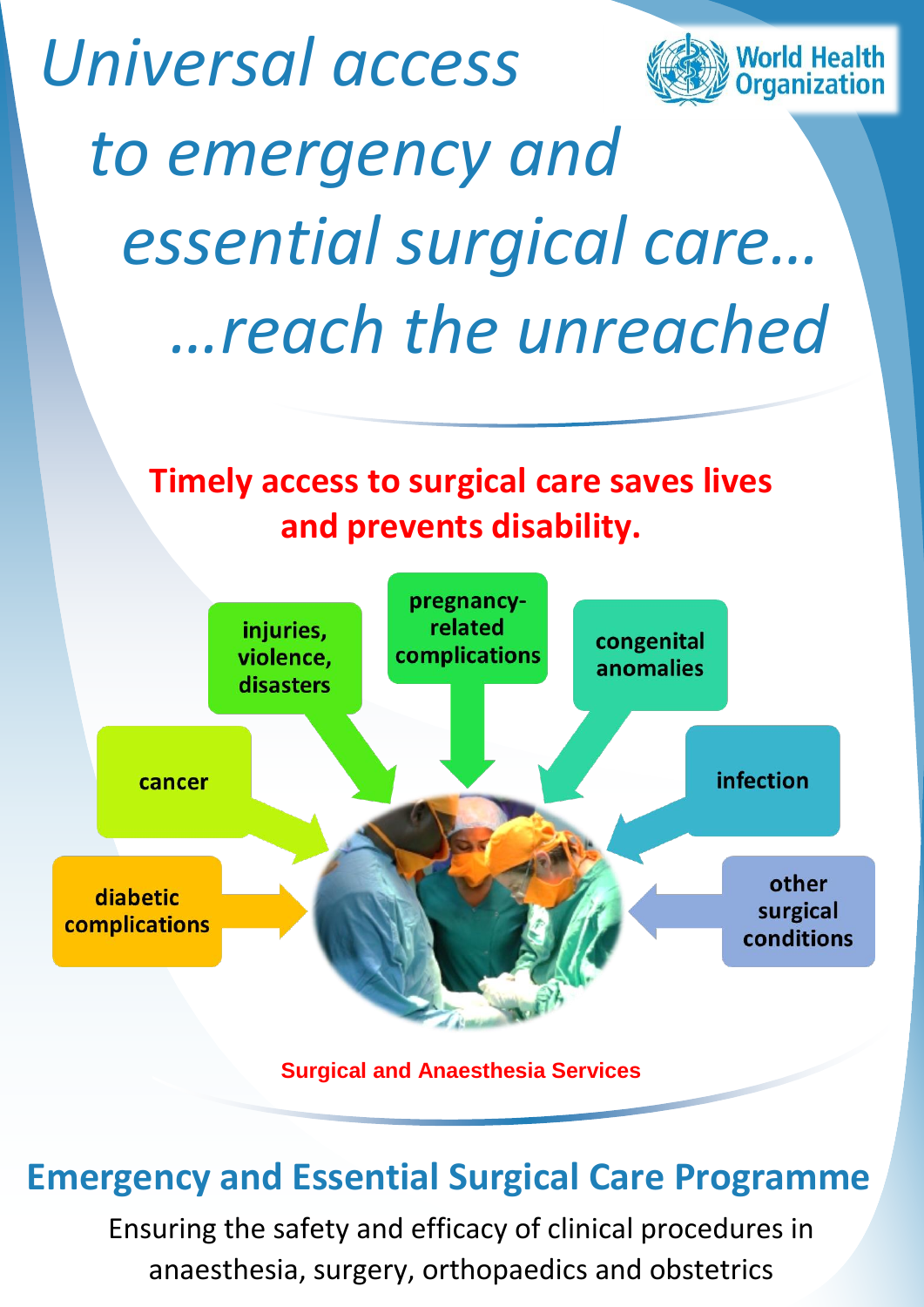# *Universal access to emergency and essential surgical care… …reach the unreached*

World Health Organization

**Timely access to surgical care saves lives and prevents disability.**

- injuries, violence, disasters
- pregnancy-related complications
- congenital anomalies
- cancer
- infection
- diabetic complications
- other surgical conditions

**Surgical and Anaesthesia Services**

## Emergency and Essential Surgical Care Programme

Ensuring the safety and efficacy of clinical procedures in anaesthesia, surgery, orthopaedics and obstetrics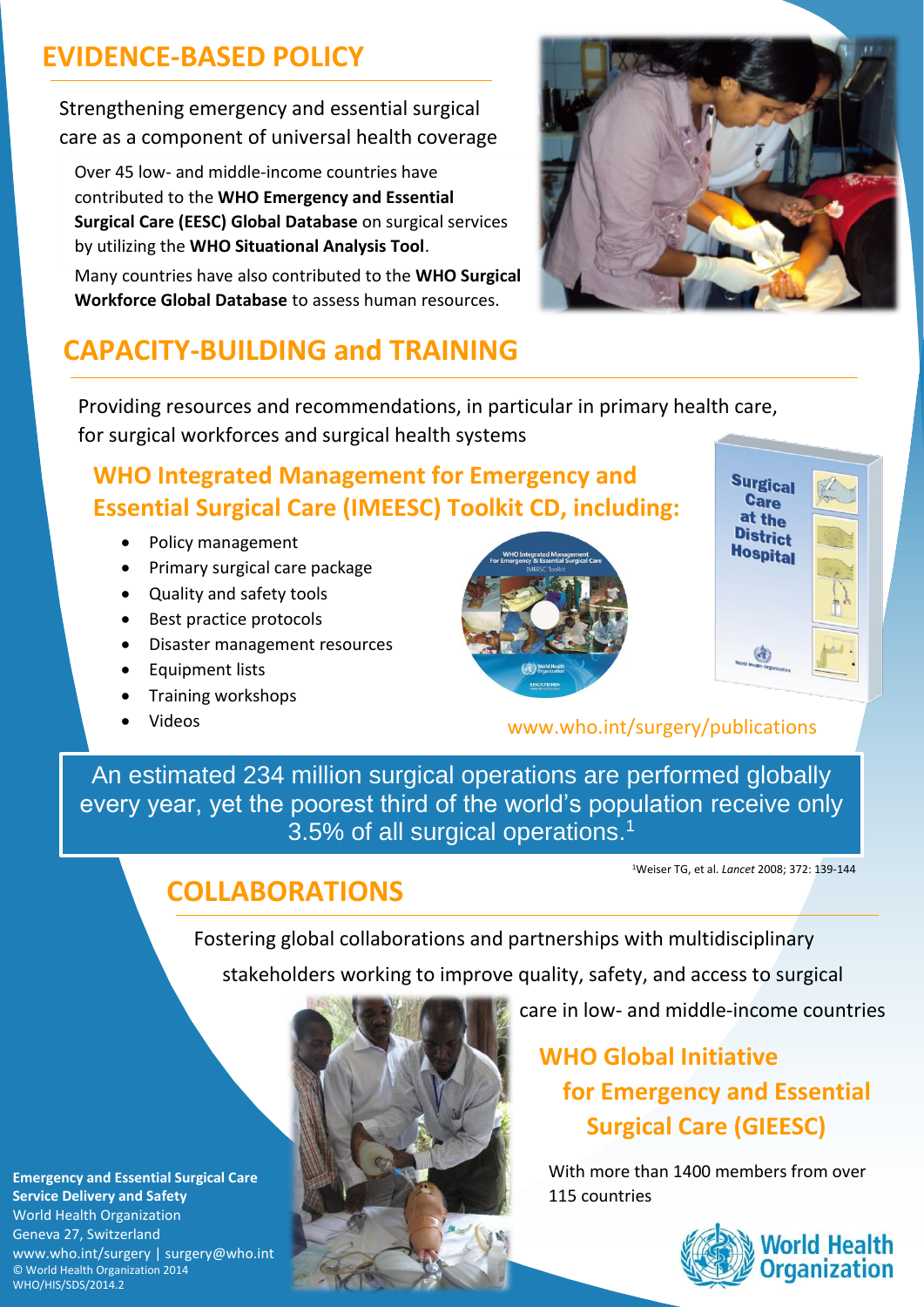# EVIDENCE-BASED POLICY

Strengthening emergency and essential surgical care as a component of universal health coverage

Over 45 low- and middle-income countries have contributed to the **WHO Emergency and Essential Surgical Care (EESC) Global Database** on surgical services by utilizing the **WHO Situational Analysis Tool**.

Many countries have also contributed to the **WHO Surgical Workforce Global Database** to assess human resources.

# CAPACITY-BUILDING and TRAINING

Providing resources and recommendations, in particular in primary health care, for surgical workforces and surgical health systems

## WHO Integrated Management for Emergency and Essential Surgical Care (IMEESC) Toolkit CD, including:

- Policy management
- Primary surgical care package
- Quality and safety tools
- Best practice protocols
- Disaster management resources
- Equipment lists
- Training workshops
- Videos

www.who.int/surgery/publications

An estimated 234 million surgical operations are performed globally every year, yet the poorest third of the world's population receive only 3.5% of all surgical operations.[1]

[1]Weiser TG, et al. *Lancet* 2008; 372: 139-144

# COLLABORATIONS

Fostering global collaborations and partnerships with multidisciplinary stakeholders working to improve quality, safety, and access to surgical care in low- and middle-income countries

## WHO Global Initiative for Emergency and Essential Surgical Care (GIEESC)

With more than 1400 members from over 115 countries

**Emergency and Essential Surgical Care**
**Service Delivery and Safety**
World Health Organization
Geneva 27, Switzerland
www.who.int/surgery | surgery@who.int
© World Health Organization 2014
WHO/HIS/SDS/2014.2